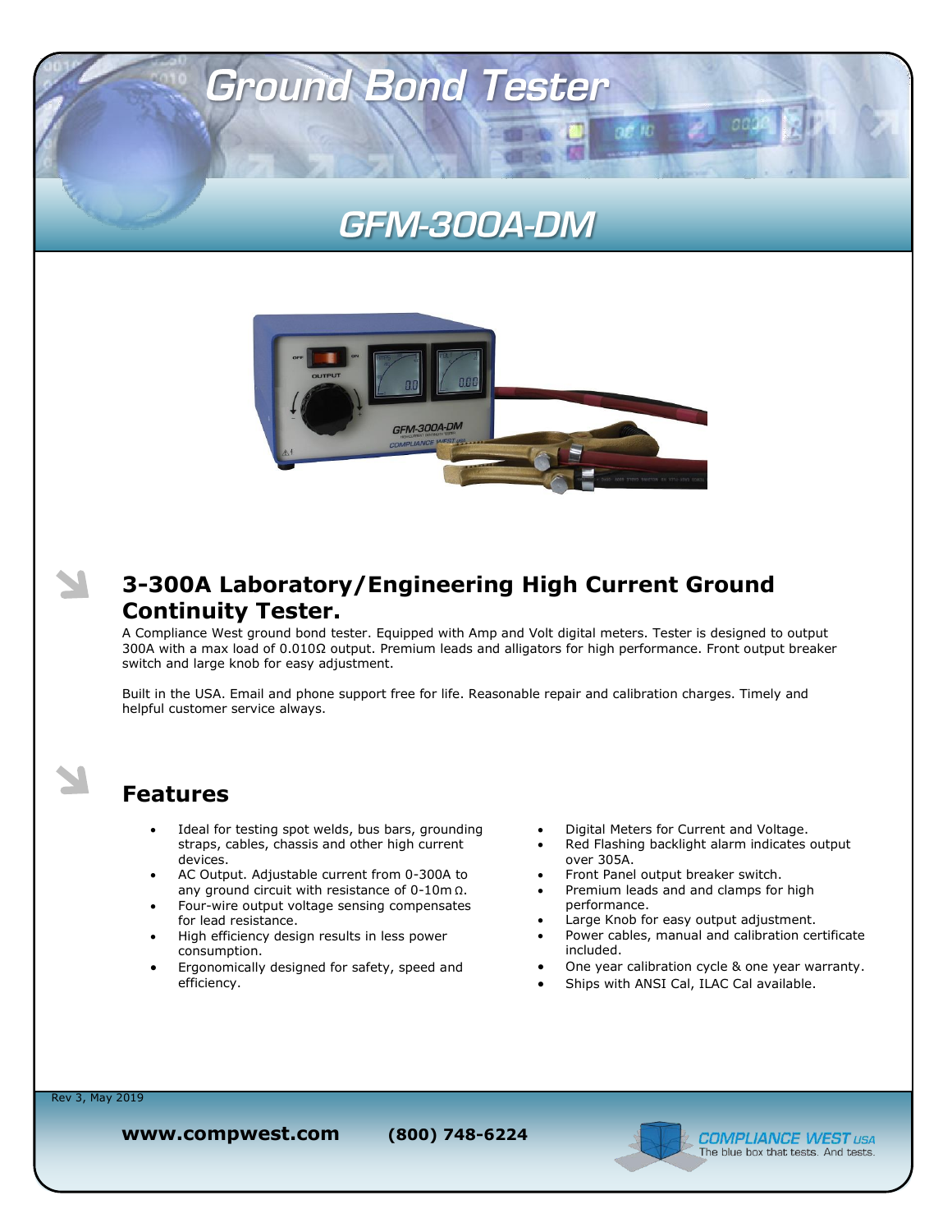# Ground Bond Tester

## GFM-300A-DM

## 3-300A Laboratory/Engineering High Current Ground Continuity Tester.

A Compliance West ground bond tester. Equipped with Amp and Volt digital meters. Tester is designed to output 300A with a max load of 0.010Ω output. Premium leads and alligators for high performance. Front output breaker switch and large knob for easy adjustment.

Built in the USA. Email and phone support free for life. Reasonable repair and calibration charges. Timely and helpful customer service always.

## Features

- Ideal for testing spot welds, bus bars, grounding straps, cables, chassis and other high current devices.
- AC Output. Adjustable current from 0-300A to any ground circuit with resistance of 0-10mΩ.
- Four-wire output voltage sensing compensates for lead resistance.
- High efficiency design results in less power consumption.
- Ergonomically designed for safety, speed and efficiency.
- Digital Meters for Current and Voltage.
- Red Flashing backlight alarm indicates output over 305A.
- Front Panel output breaker switch.
- Premium leads and and clamps for high performance.
- Large Knob for easy output adjustment.
- Power cables, manual and calibration certificate included.
- One year calibration cycle & one year warranty.
- Ships with ANSI Cal, ILAC Cal available.

Rev 3, May 2019

**www.compwest.com** **(800) 748-6224**

COMPLIANCE WEST USA
The blue box that tests. And tests.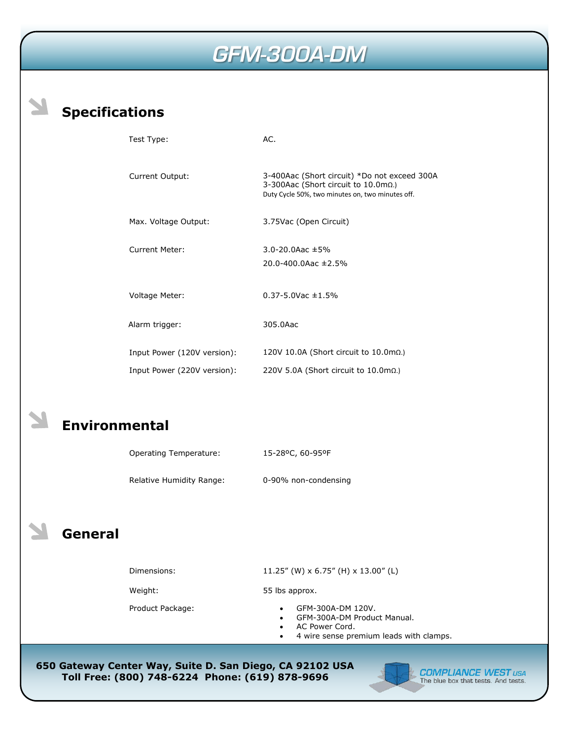# GFM-300A-DM

## Specifications

| | |
|---|---|
| Test Type: | AC. |
| Current Output: | 3-400Aac (Short circuit) *Do not exceed 300A<br>3-300Aac (Short circuit to 10.0mΩ.)<br>Duty Cycle 50%, two minutes on, two minutes off. |
| Max. Voltage Output: | 3.75Vac (Open Circuit) |
| Current Meter: | 3.0-20.0Aac ±5%<br>20.0-400.0Aac ±2.5% |
| Voltage Meter: | 0.37-5.0Vac ±1.5% |
| Alarm trigger: | 305.0Aac |
| Input Power (120V version): | 120V 10.0A (Short circuit to 10.0mΩ.) |
| Input Power (220V version): | 220V 5.0A (Short circuit to 10.0mΩ.) |

## Environmental

| | |
|---|---|
| Operating Temperature: | 15-28ºC, 60-95ºF |
| Relative Humidity Range: | 0-90% non-condensing |

## General

| | |
|---|---|
| Dimensions: | 11.25” (W) x 6.75” (H) x 13.00” (L) |
| Weight: | 55 lbs approx. |
| Product Package: | • GFM-300A-DM 120V.<br>• GFM-300A-DM Product Manual.<br>• AC Power Cord.<br>• 4 wire sense premium leads with clamps. |

**650 Gateway Center Way, Suite D. San Diego, CA 92102 USA**
**Toll Free: (800) 748-6224 Phone: (619) 878-9696**

COMPLIANCE WEST USA
The blue box that tests. And tests.